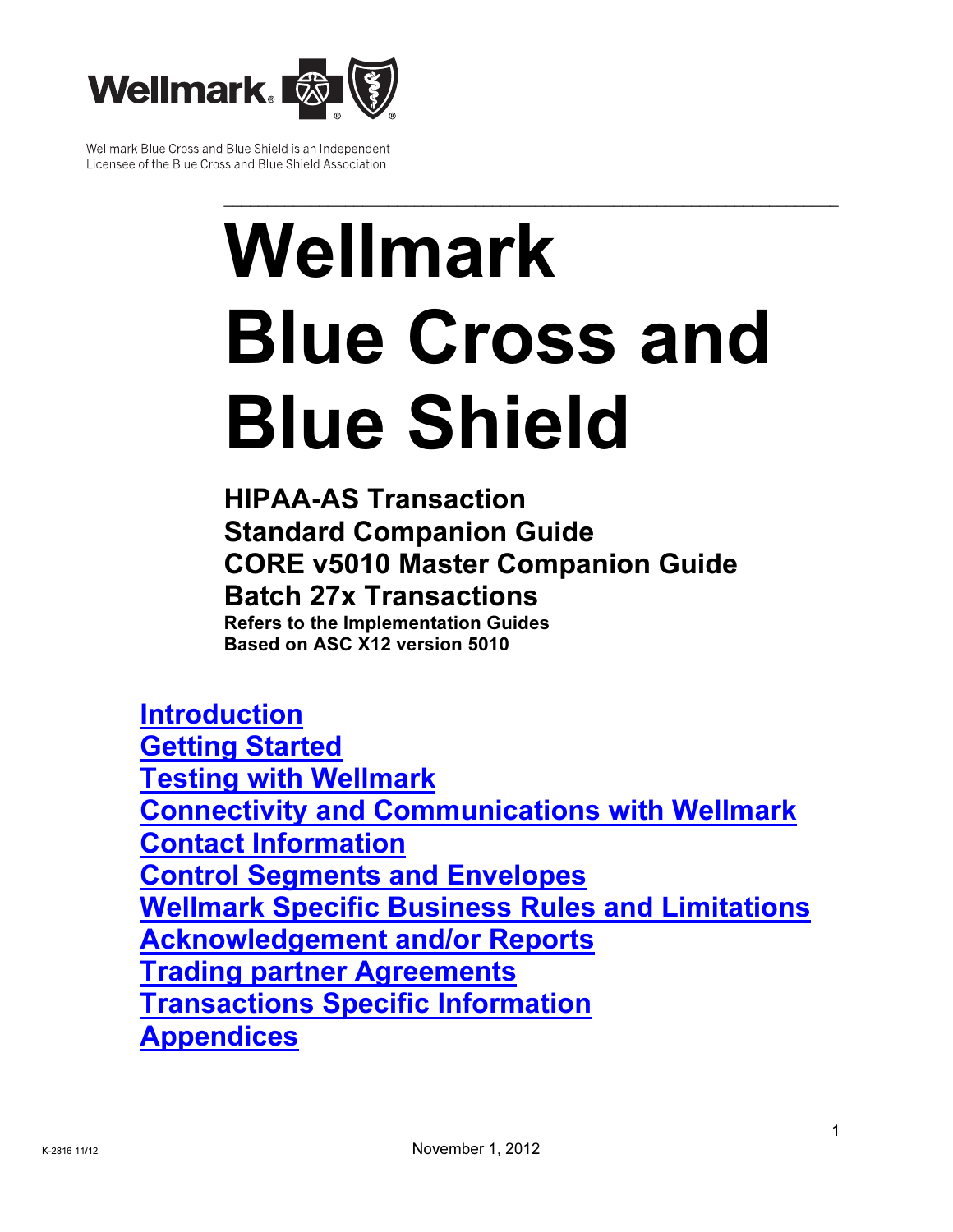Wellmark Blue Cross and Blue Shield is an Independent Licensee of the Blue Cross and Blue Shield Association.

---

# Wellmark Blue Cross and Blue Shield

**HIPAA-AS Transaction**
**Standard Companion Guide**
**CORE v5010 Master Companion Guide**
**Batch 27x Transactions**
**Refers to the Implementation Guides**
**Based on ASC X12 version 5010**

- [Introduction]
- [Getting Started]
- [Testing with Wellmark]
- [Connectivity and Communications with Wellmark]
- [Contact Information]
- [Control Segments and Envelopes]
- [Wellmark Specific Business Rules and Limitations]
- [Acknowledgement and/or Reports]
- [Trading partner Agreements]
- [Transactions Specific Information]
- [Appendices]

K-2816 11/12

November 1, 2012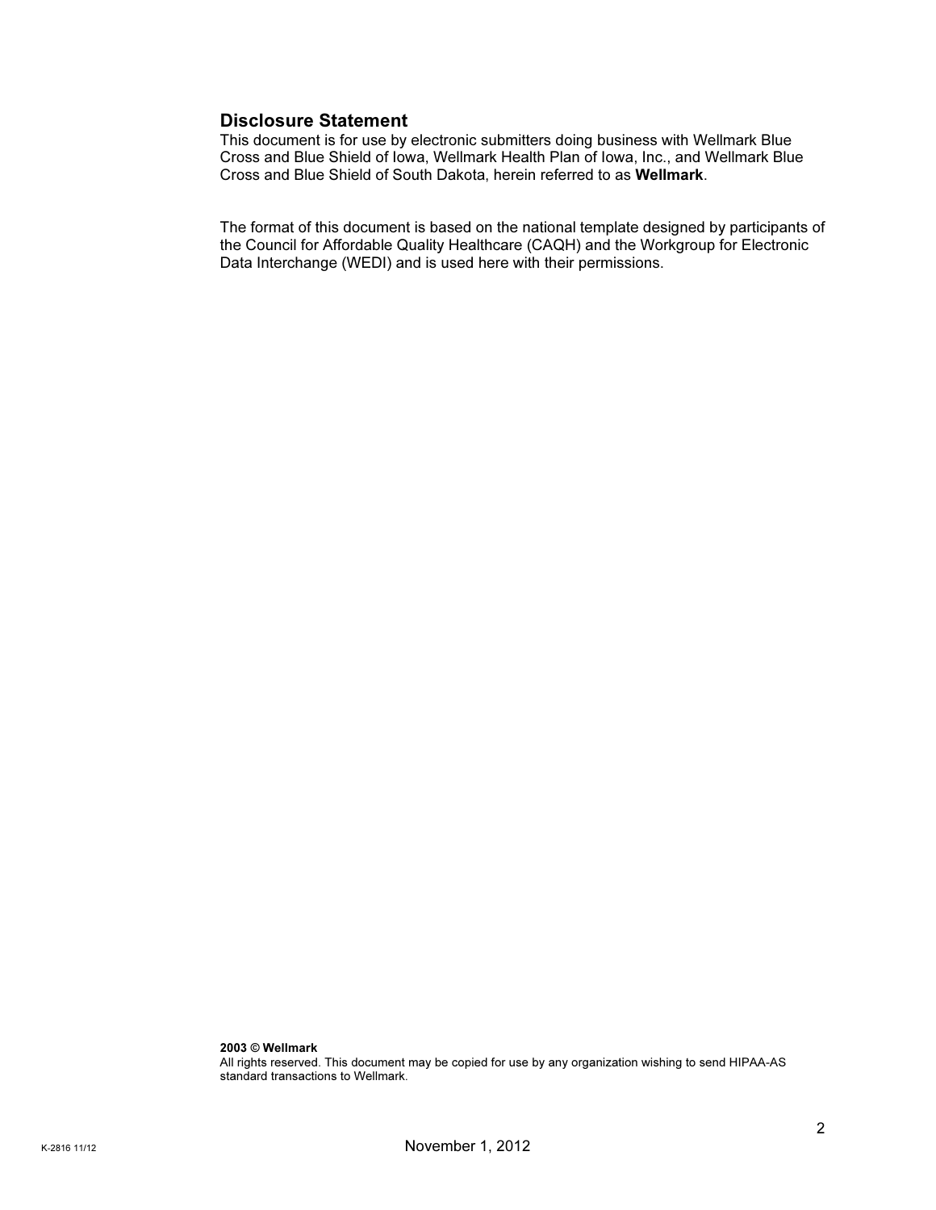## Disclosure Statement

This document is for use by electronic submitters doing business with Wellmark Blue Cross and Blue Shield of Iowa, Wellmark Health Plan of Iowa, Inc., and Wellmark Blue Cross and Blue Shield of South Dakota, herein referred to as **Wellmark**.

The format of this document is based on the national template designed by participants of the Council for Affordable Quality Healthcare (CAQH) and the Workgroup for Electronic Data Interchange (WEDI) and is used here with their permissions.

**2003 © Wellmark**
All rights reserved. This document may be copied for use by any organization wishing to send HIPAA-AS standard transactions to Wellmark.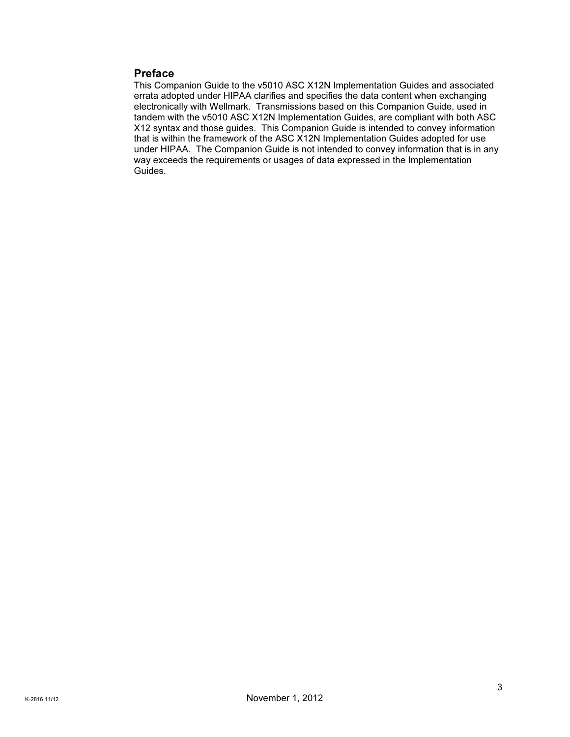## Preface

This Companion Guide to the v5010 ASC X12N Implementation Guides and associated errata adopted under HIPAA clarifies and specifies the data content when exchanging electronically with Wellmark. Transmissions based on this Companion Guide, used in tandem with the v5010 ASC X12N Implementation Guides, are compliant with both ASC X12 syntax and those guides. This Companion Guide is intended to convey information that is within the framework of the ASC X12N Implementation Guides adopted for use under HIPAA. The Companion Guide is not intended to convey information that is in any way exceeds the requirements or usages of data expressed in the Implementation Guides.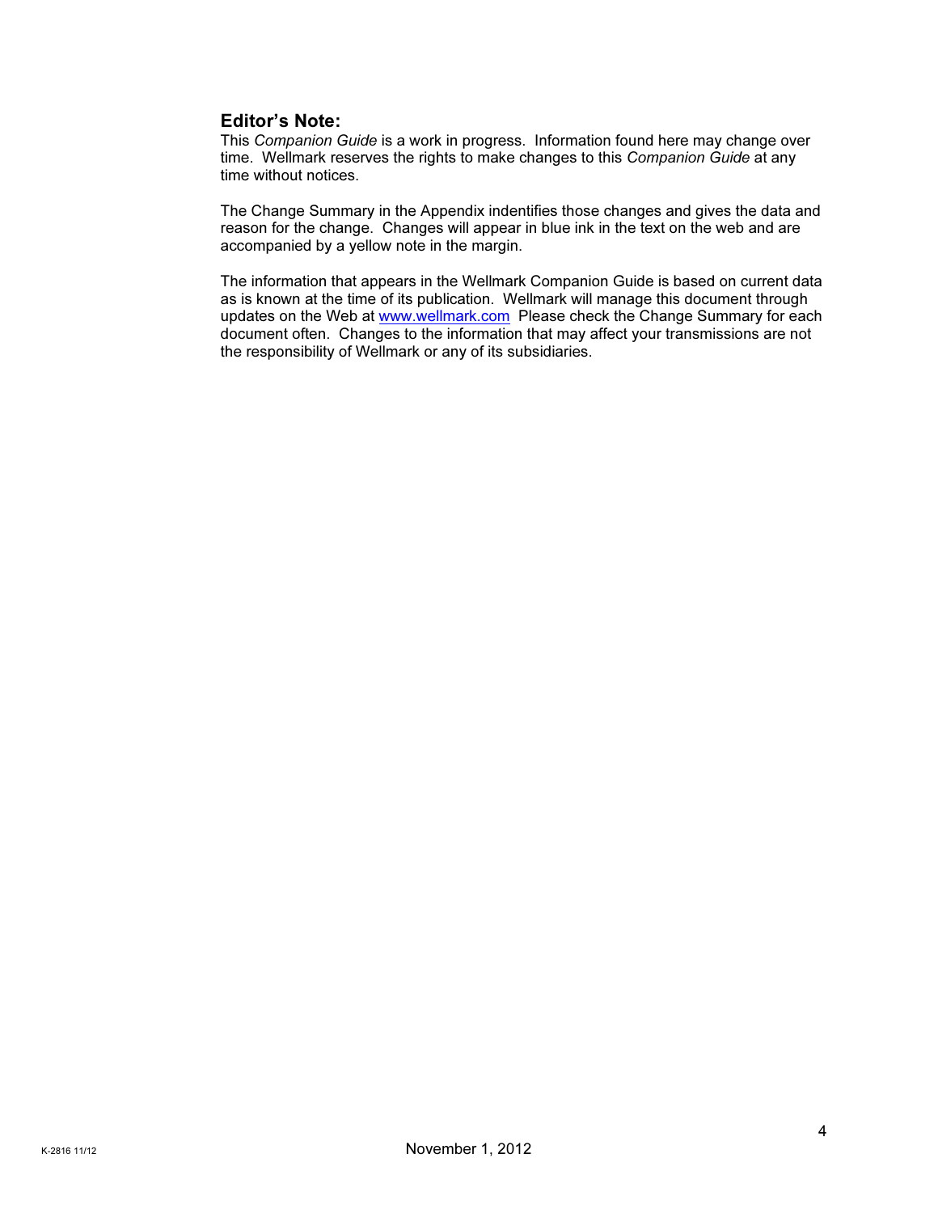### Editor's Note:

This *Companion Guide* is a work in progress. Information found here may change over time. Wellmark reserves the rights to make changes to this *Companion Guide* at any time without notices.

The Change Summary in the Appendix indentifies those changes and gives the data and reason for the change. Changes will appear in blue ink in the text on the web and are accompanied by a yellow note in the margin.

The information that appears in the Wellmark Companion Guide is based on current data as is known at the time of its publication. Wellmark will manage this document through updates on the Web at www.wellmark.com Please check the Change Summary for each document often. Changes to the information that may affect your transmissions are not the responsibility of Wellmark or any of its subsidiaries.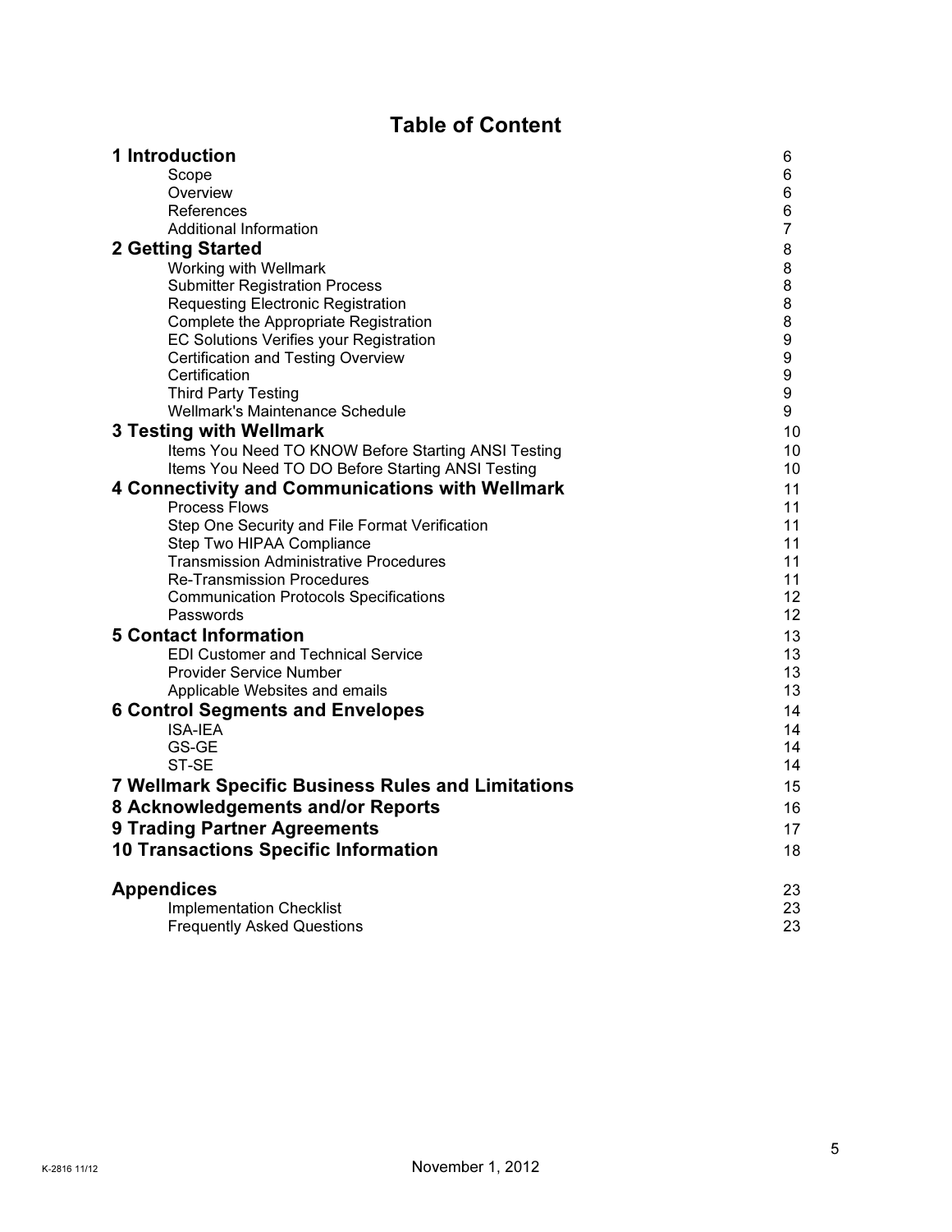# Table of Content

| | |
|---|---|
| **1 Introduction** | 6 |
| Scope | 6 |
| Overview | 6 |
| References | 6 |
| Additional Information | 7 |
| **2 Getting Started** | 8 |
| Working with Wellmark | 8 |
| Submitter Registration Process | 8 |
| Requesting Electronic Registration | 8 |
| Complete the Appropriate Registration | 8 |
| EC Solutions Verifies your Registration | 9 |
| Certification and Testing Overview | 9 |
| Certification | 9 |
| Third Party Testing | 9 |
| Wellmark's Maintenance Schedule | 9 |
| **3 Testing with Wellmark** | 10 |
| Items You Need TO KNOW Before Starting ANSI Testing | 10 |
| Items You Need TO DO Before Starting ANSI Testing | 10 |
| **4 Connectivity and Communications with Wellmark** | 11 |
| Process Flows | 11 |
| Step One Security and File Format Verification | 11 |
| Step Two HIPAA Compliance | 11 |
| Transmission Administrative Procedures | 11 |
| Re-Transmission Procedures | 11 |
| Communication Protocols Specifications | 12 |
| Passwords | 12 |
| **5 Contact Information** | 13 |
| EDI Customer and Technical Service | 13 |
| Provider Service Number | 13 |
| Applicable Websites and emails | 13 |
| **6 Control Segments and Envelopes** | 14 |
| ISA-IEA | 14 |
| GS-GE | 14 |
| ST-SE | 14 |
| **7 Wellmark Specific Business Rules and Limitations** | 15 |
| **8 Acknowledgements and/or Reports** | 16 |
| **9 Trading Partner Agreements** | 17 |
| **10 Transactions Specific Information** | 18 |
| **Appendices** | 23 |
| Implementation Checklist | 23 |
| Frequently Asked Questions | 23 |

K-2816 11/12 November 1, 2012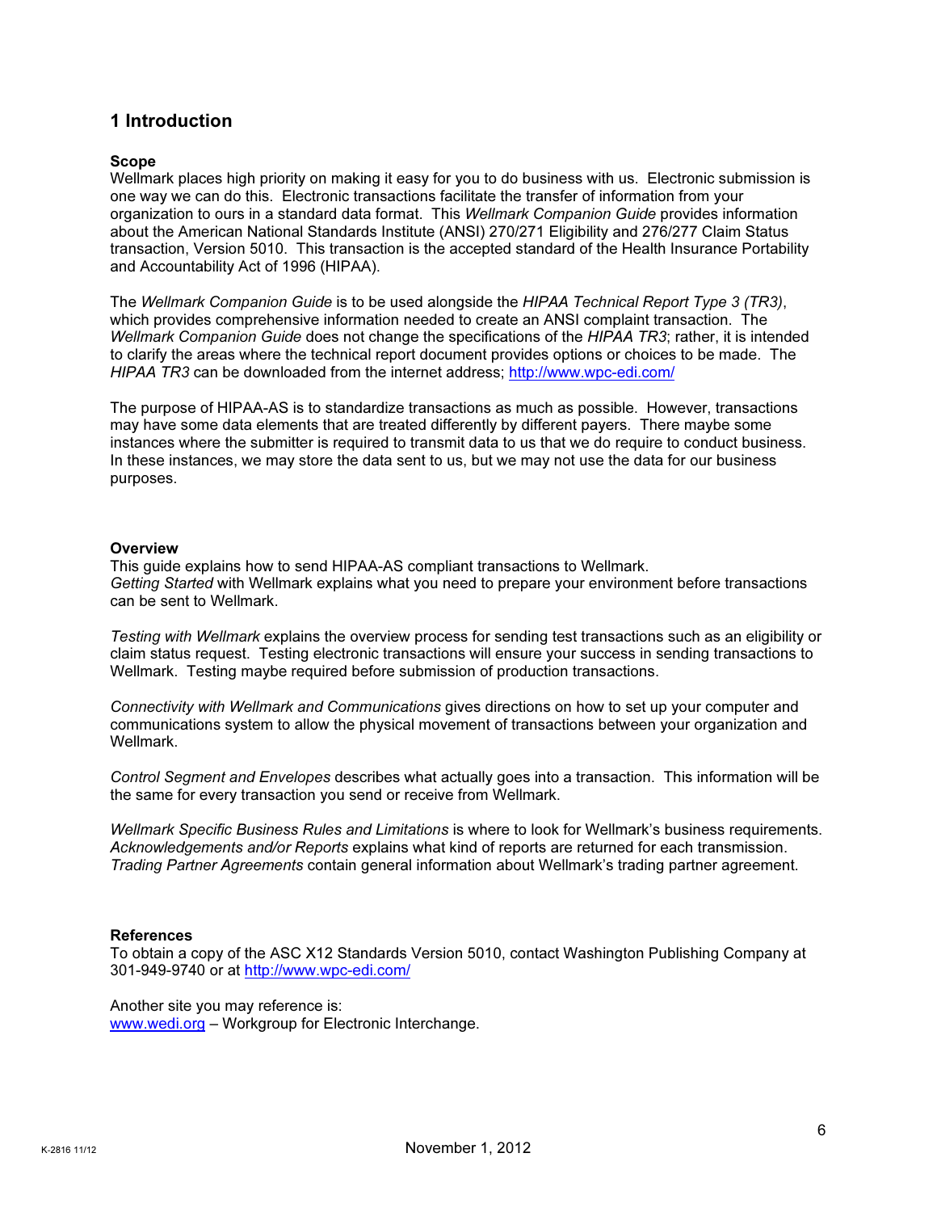# 1 Introduction

**Scope**

Wellmark places high priority on making it easy for you to do business with us. Electronic submission is one way we can do this. Electronic transactions facilitate the transfer of information from your organization to ours in a standard data format. This *Wellmark Companion Guide* provides information about the American National Standards Institute (ANSI) 270/271 Eligibility and 276/277 Claim Status transaction, Version 5010. This transaction is the accepted standard of the Health Insurance Portability and Accountability Act of 1996 (HIPAA).

The *Wellmark Companion Guide* is to be used alongside the *HIPAA Technical Report Type 3 (TR3)*, which provides comprehensive information needed to create an ANSI complaint transaction. The *Wellmark Companion Guide* does not change the specifications of the *HIPAA TR3*; rather, it is intended to clarify the areas where the technical report document provides options or choices to be made. The *HIPAA TR3* can be downloaded from the internet address; http://www.wpc-edi.com/

The purpose of HIPAA-AS is to standardize transactions as much as possible. However, transactions may have some data elements that are treated differently by different payers. There maybe some instances where the submitter is required to transmit data to us that we do require to conduct business. In these instances, we may store the data sent to us, but we may not use the data for our business purposes.

**Overview**

This guide explains how to send HIPAA-AS compliant transactions to Wellmark.
*Getting Started* with Wellmark explains what you need to prepare your environment before transactions can be sent to Wellmark.

*Testing with Wellmark* explains the overview process for sending test transactions such as an eligibility or claim status request. Testing electronic transactions will ensure your success in sending transactions to Wellmark. Testing maybe required before submission of production transactions.

*Connectivity with Wellmark and Communications* gives directions on how to set up your computer and communications system to allow the physical movement of transactions between your organization and Wellmark.

*Control Segment and Envelopes* describes what actually goes into a transaction. This information will be the same for every transaction you send or receive from Wellmark.

*Wellmark Specific Business Rules and Limitations* is where to look for Wellmark's business requirements.
*Acknowledgements and/or Reports* explains what kind of reports are returned for each transmission.
*Trading Partner Agreements* contain general information about Wellmark's trading partner agreement.

**References**

To obtain a copy of the ASC X12 Standards Version 5010, contact Washington Publishing Company at 301-949-9740 or at http://www.wpc-edi.com/

Another site you may reference is:
www.wedi.org – Workgroup for Electronic Interchange.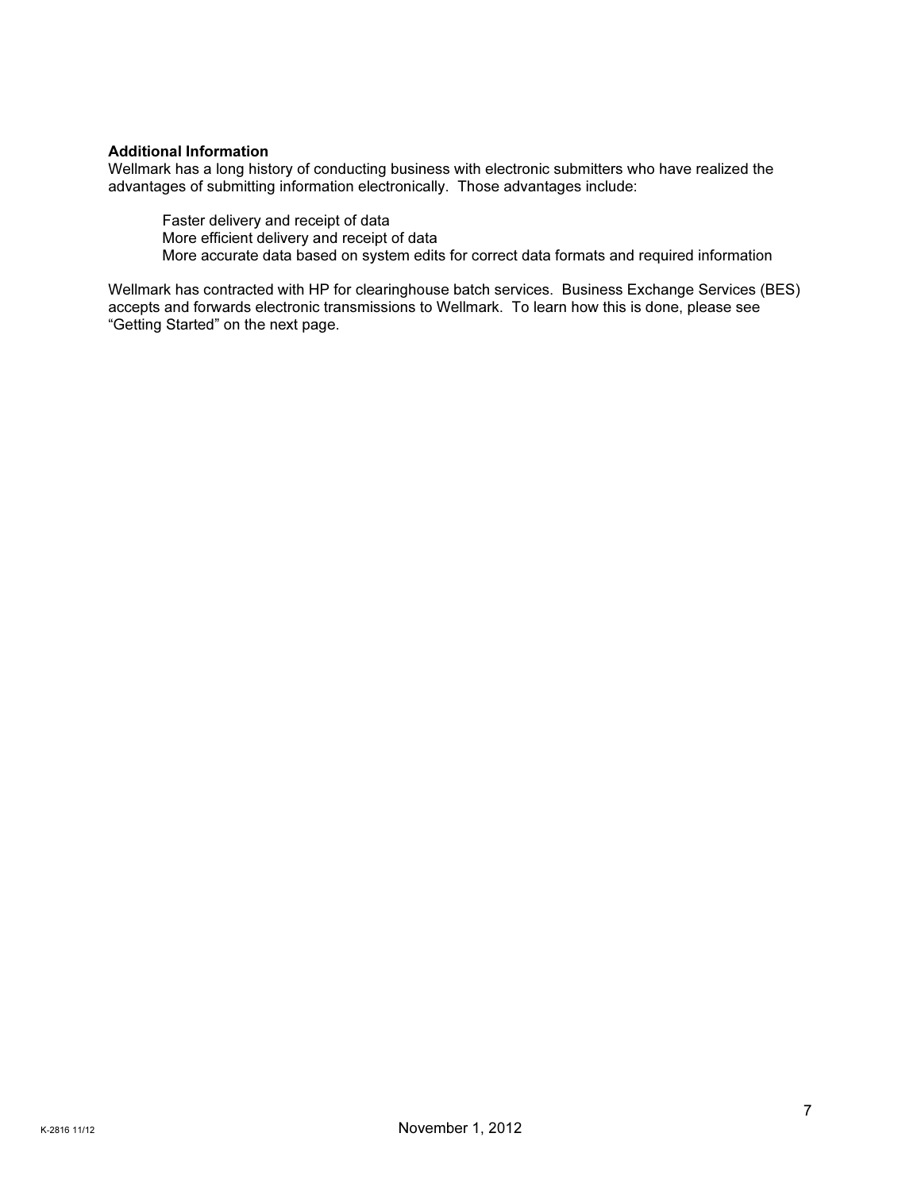**Additional Information**

Wellmark has a long history of conducting business with electronic submitters who have realized the advantages of submitting information electronically. Those advantages include:

- Faster delivery and receipt of data
- More efficient delivery and receipt of data
- More accurate data based on system edits for correct data formats and required information

Wellmark has contracted with HP for clearinghouse batch services. Business Exchange Services (BES) accepts and forwards electronic transmissions to Wellmark. To learn how this is done, please see "Getting Started" on the next page.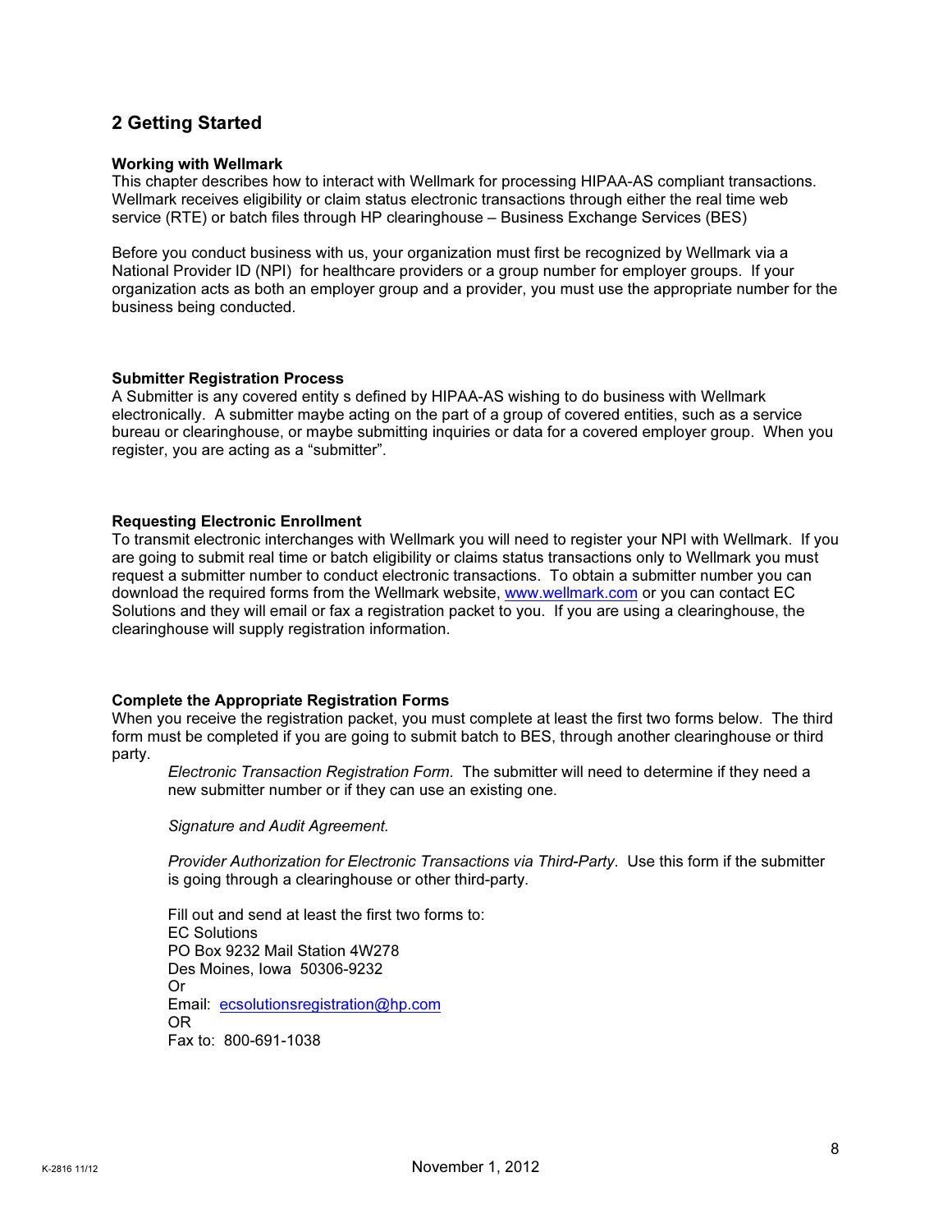## 2 Getting Started

**Working with Wellmark**
This chapter describes how to interact with Wellmark for processing HIPAA-AS compliant transactions. Wellmark receives eligibility or claim status electronic transactions through either the real time web service (RTE) or batch files through HP clearinghouse – Business Exchange Services (BES)

Before you conduct business with us, your organization must first be recognized by Wellmark via a National Provider ID (NPI) for healthcare providers or a group number for employer groups. If your organization acts as both an employer group and a provider, you must use the appropriate number for the business being conducted.

**Submitter Registration Process**
A Submitter is any covered entity s defined by HIPAA-AS wishing to do business with Wellmark electronically. A submitter maybe acting on the part of a group of covered entities, such as a service bureau or clearinghouse, or maybe submitting inquiries or data for a covered employer group. When you register, you are acting as a "submitter".

**Requesting Electronic Enrollment**
To transmit electronic interchanges with Wellmark you will need to register your NPI with Wellmark. If you are going to submit real time or batch eligibility or claims status transactions only to Wellmark you must request a submitter number to conduct electronic transactions. To obtain a submitter number you can download the required forms from the Wellmark website, www.wellmark.com or you can contact EC Solutions and they will email or fax a registration packet to you. If you are using a clearinghouse, the clearinghouse will supply registration information.

**Complete the Appropriate Registration Forms**
When you receive the registration packet, you must complete at least the first two forms below. The third form must be completed if you are going to submit batch to BES, through another clearinghouse or third party.

*Electronic Transaction Registration Form*. The submitter will need to determine if they need a new submitter number or if they can use an existing one.

*Signature and Audit Agreement.*

*Provider Authorization for Electronic Transactions via Third-Party*. Use this form if the submitter is going through a clearinghouse or other third-party.

Fill out and send at least the first two forms to:
EC Solutions
PO Box 9232 Mail Station 4W278
Des Moines, Iowa 50306-9232
Or
Email: ecsolutionsregistration@hp.com
OR
Fax to: 800-691-1038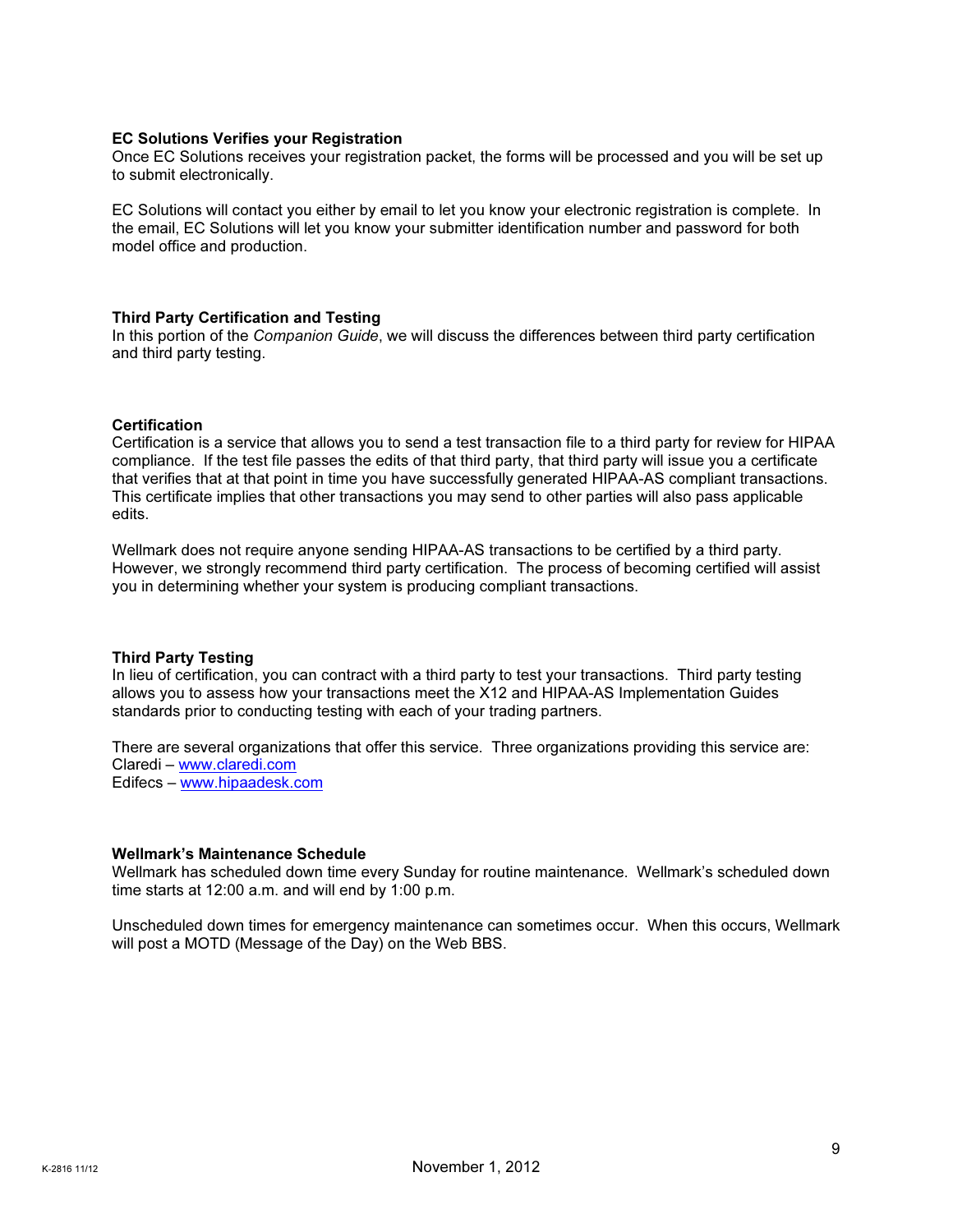### EC Solutions Verifies your Registration

Once EC Solutions receives your registration packet, the forms will be processed and you will be set up to submit electronically.

EC Solutions will contact you either by email to let you know your electronic registration is complete. In the email, EC Solutions will let you know your submitter identification number and password for both model office and production.

### Third Party Certification and Testing

In this portion of the *Companion Guide*, we will discuss the differences between third party certification and third party testing.

### Certification

Certification is a service that allows you to send a test transaction file to a third party for review for HIPAA compliance. If the test file passes the edits of that third party, that third party will issue you a certificate that verifies that at that point in time you have successfully generated HIPAA-AS compliant transactions. This certificate implies that other transactions you may send to other parties will also pass applicable edits.

Wellmark does not require anyone sending HIPAA-AS transactions to be certified by a third party. However, we strongly recommend third party certification. The process of becoming certified will assist you in determining whether your system is producing compliant transactions.

### Third Party Testing

In lieu of certification, you can contract with a third party to test your transactions. Third party testing allows you to assess how your transactions meet the X12 and HIPAA-AS Implementation Guides standards prior to conducting testing with each of your trading partners.

There are several organizations that offer this service. Three organizations providing this service are:
Claredi – www.claredi.com
Edifecs – www.hipaadesk.com

### Wellmark's Maintenance Schedule

Wellmark has scheduled down time every Sunday for routine maintenance. Wellmark's scheduled down time starts at 12:00 a.m. and will end by 1:00 p.m.

Unscheduled down times for emergency maintenance can sometimes occur. When this occurs, Wellmark will post a MOTD (Message of the Day) on the Web BBS.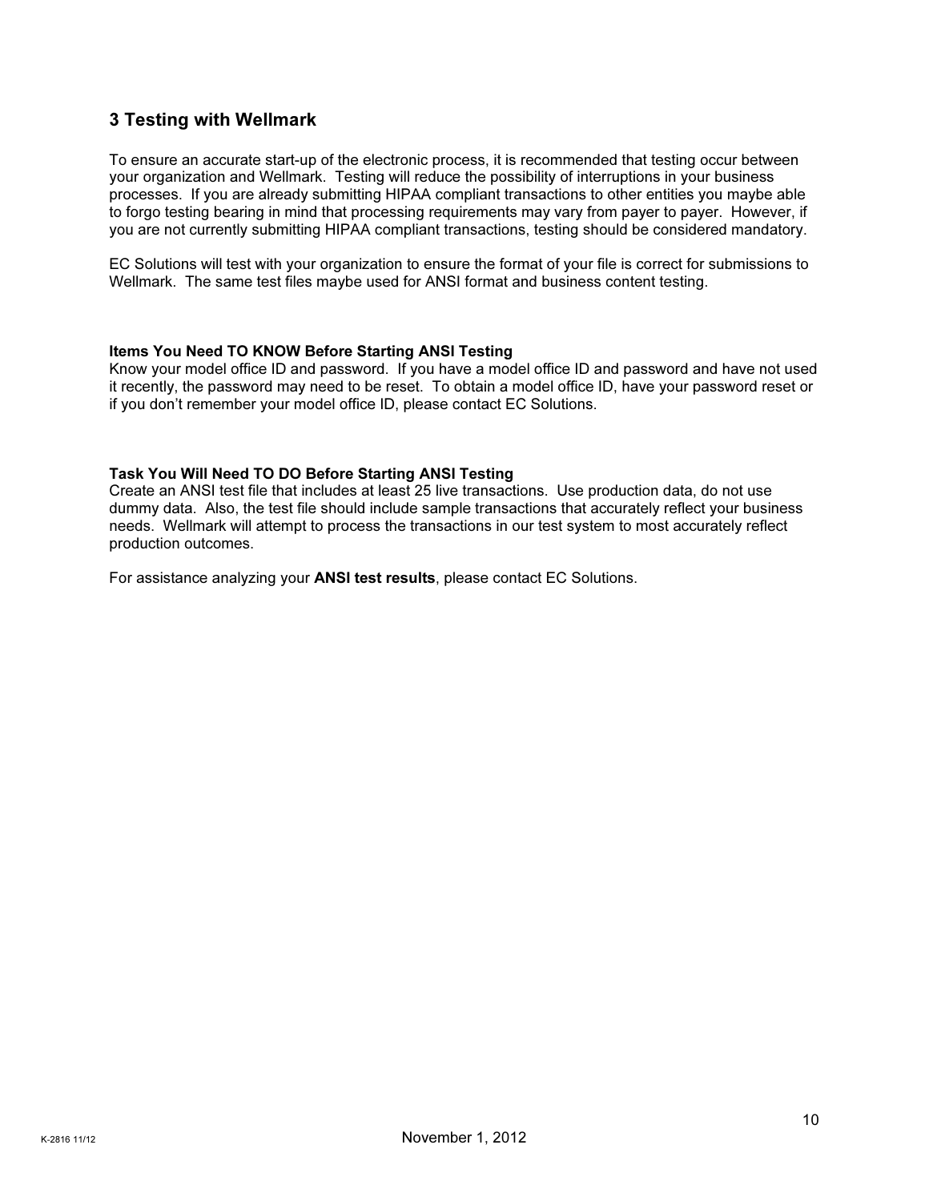## 3 Testing with Wellmark

To ensure an accurate start-up of the electronic process, it is recommended that testing occur between your organization and Wellmark. Testing will reduce the possibility of interruptions in your business processes. If you are already submitting HIPAA compliant transactions to other entities you maybe able to forgo testing bearing in mind that processing requirements may vary from payer to payer. However, if you are not currently submitting HIPAA compliant transactions, testing should be considered mandatory.

EC Solutions will test with your organization to ensure the format of your file is correct for submissions to Wellmark. The same test files maybe used for ANSI format and business content testing.

**Items You Need TO KNOW Before Starting ANSI Testing**
Know your model office ID and password. If you have a model office ID and password and have not used it recently, the password may need to be reset. To obtain a model office ID, have your password reset or if you don't remember your model office ID, please contact EC Solutions.

**Task You Will Need TO DO Before Starting ANSI Testing**
Create an ANSI test file that includes at least 25 live transactions. Use production data, do not use dummy data. Also, the test file should include sample transactions that accurately reflect your business needs. Wellmark will attempt to process the transactions in our test system to most accurately reflect production outcomes.

For assistance analyzing your **ANSI test results**, please contact EC Solutions.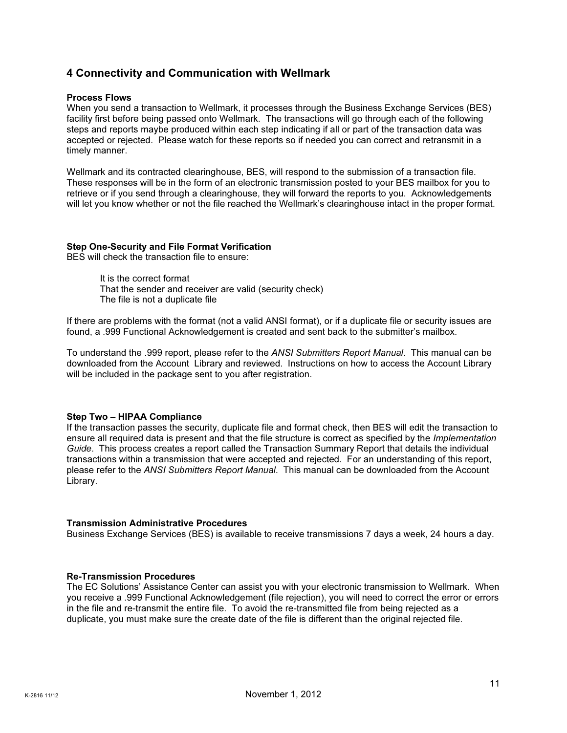## 4 Connectivity and Communication with Wellmark

**Process Flows**
When you send a transaction to Wellmark, it processes through the Business Exchange Services (BES) facility first before being passed onto Wellmark. The transactions will go through each of the following steps and reports maybe produced within each step indicating if all or part of the transaction data was accepted or rejected. Please watch for these reports so if needed you can correct and retransmit in a timely manner.

Wellmark and its contracted clearinghouse, BES, will respond to the submission of a transaction file. These responses will be in the form of an electronic transmission posted to your BES mailbox for you to retrieve or if you send through a clearinghouse, they will forward the reports to you. Acknowledgements will let you know whether or not the file reached the Wellmark's clearinghouse intact in the proper format.

**Step One-Security and File Format Verification**
BES will check the transaction file to ensure:

It is the correct format
That the sender and receiver are valid (security check)
The file is not a duplicate file

If there are problems with the format (not a valid ANSI format), or if a duplicate file or security issues are found, a .999 Functional Acknowledgement is created and sent back to the submitter's mailbox.

To understand the .999 report, please refer to the *ANSI Submitters Report Manual*. This manual can be downloaded from the Account Library and reviewed. Instructions on how to access the Account Library will be included in the package sent to you after registration.

**Step Two – HIPAA Compliance**
If the transaction passes the security, duplicate file and format check, then BES will edit the transaction to ensure all required data is present and that the file structure is correct as specified by the *Implementation Guide*. This process creates a report called the Transaction Summary Report that details the individual transactions within a transmission that were accepted and rejected. For an understanding of this report, please refer to the *ANSI Submitters Report Manual*. This manual can be downloaded from the Account Library.

**Transmission Administrative Procedures**
Business Exchange Services (BES) is available to receive transmissions 7 days a week, 24 hours a day.

**Re-Transmission Procedures**
The EC Solutions' Assistance Center can assist you with your electronic transmission to Wellmark. When you receive a .999 Functional Acknowledgement (file rejection), you will need to correct the error or errors in the file and re-transmit the entire file. To avoid the re-transmitted file from being rejected as a duplicate, you must make sure the create date of the file is different than the original rejected file.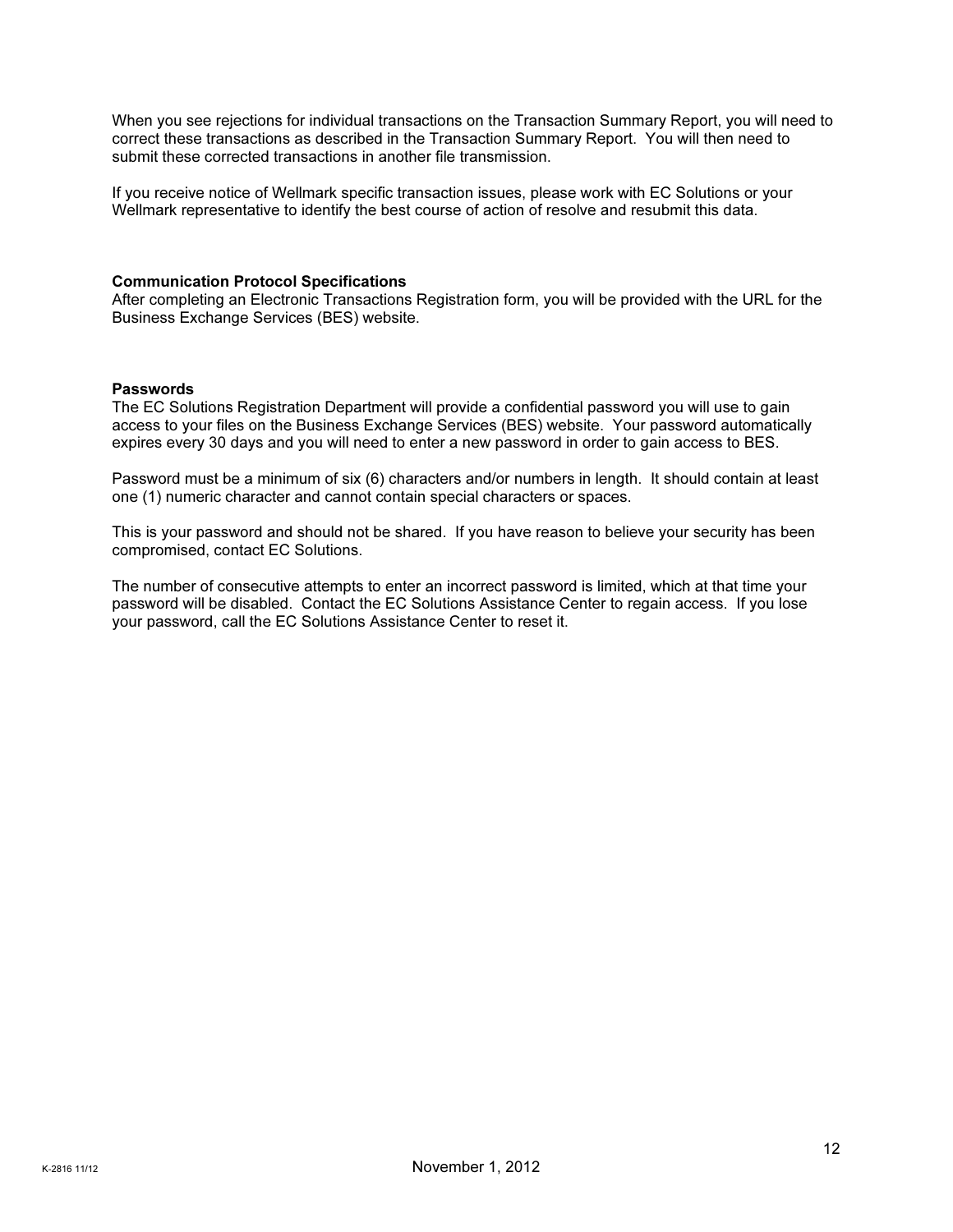When you see rejections for individual transactions on the Transaction Summary Report, you will need to correct these transactions as described in the Transaction Summary Report. You will then need to submit these corrected transactions in another file transmission.

If you receive notice of Wellmark specific transaction issues, please work with EC Solutions or your Wellmark representative to identify the best course of action of resolve and resubmit this data.

**Communication Protocol Specifications**

After completing an Electronic Transactions Registration form, you will be provided with the URL for the Business Exchange Services (BES) website.

**Passwords**

The EC Solutions Registration Department will provide a confidential password you will use to gain access to your files on the Business Exchange Services (BES) website. Your password automatically expires every 30 days and you will need to enter a new password in order to gain access to BES.

Password must be a minimum of six (6) characters and/or numbers in length. It should contain at least one (1) numeric character and cannot contain special characters or spaces.

This is your password and should not be shared. If you have reason to believe your security has been compromised, contact EC Solutions.

The number of consecutive attempts to enter an incorrect password is limited, which at that time your password will be disabled. Contact the EC Solutions Assistance Center to regain access. If you lose your password, call the EC Solutions Assistance Center to reset it.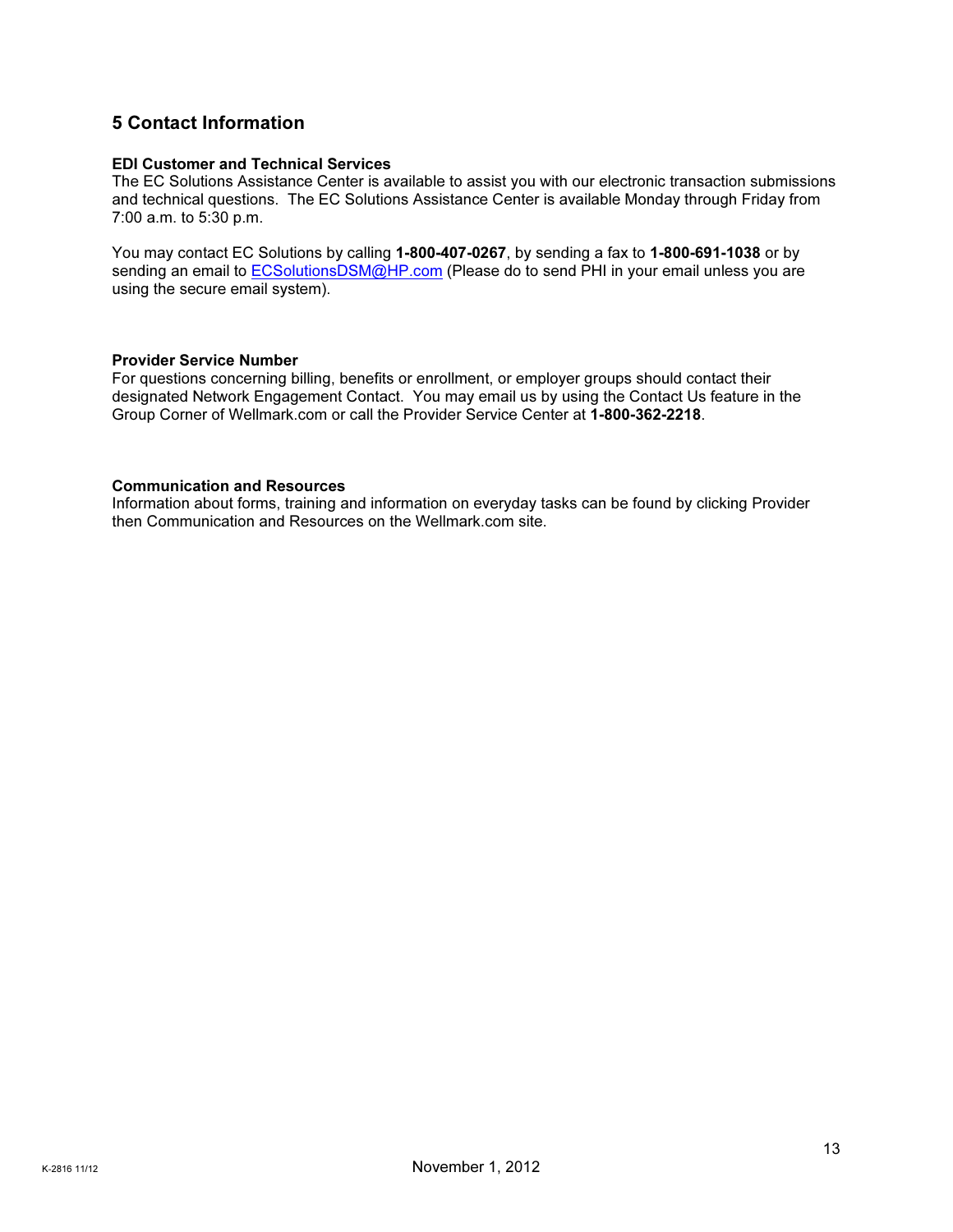## 5 Contact Information

**EDI Customer and Technical Services**
The EC Solutions Assistance Center is available to assist you with our electronic transaction submissions and technical questions. The EC Solutions Assistance Center is available Monday through Friday from 7:00 a.m. to 5:30 p.m.

You may contact EC Solutions by calling **1-800-407-0267**, by sending a fax to **1-800-691-1038** or by sending an email to ECSolutionsDSM@HP.com (Please do to send PHI in your email unless you are using the secure email system).

**Provider Service Number**
For questions concerning billing, benefits or enrollment, or employer groups should contact their designated Network Engagement Contact. You may email us by using the Contact Us feature in the Group Corner of Wellmark.com or call the Provider Service Center at **1-800-362-2218**.

**Communication and Resources**
Information about forms, training and information on everyday tasks can be found by clicking Provider then Communication and Resources on the Wellmark.com site.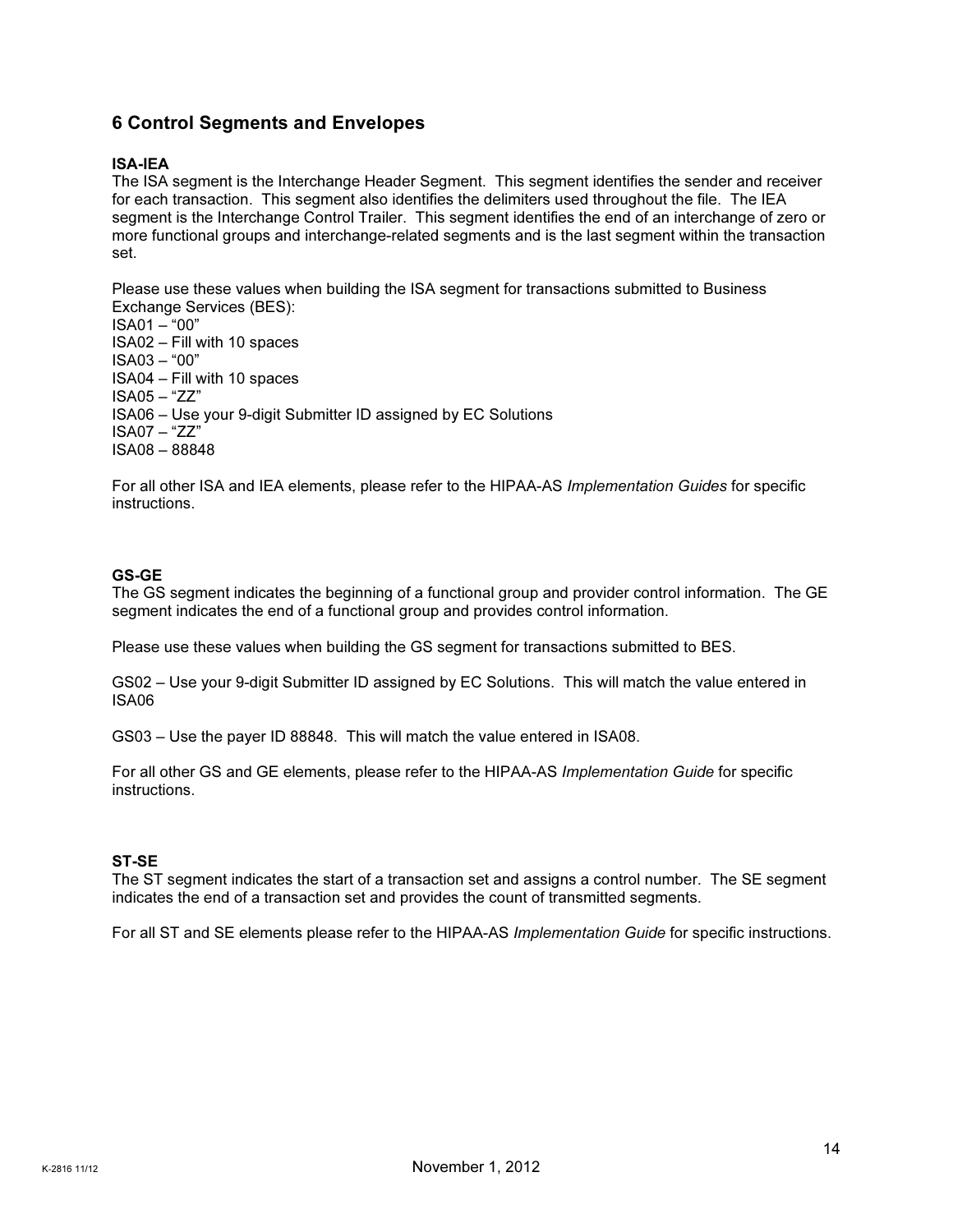## 6 Control Segments and Envelopes

**ISA-IEA**

The ISA segment is the Interchange Header Segment. This segment identifies the sender and receiver for each transaction. This segment also identifies the delimiters used throughout the file. The IEA segment is the Interchange Control Trailer. This segment identifies the end of an interchange of zero or more functional groups and interchange-related segments and is the last segment within the transaction set.

Please use these values when building the ISA segment for transactions submitted to Business Exchange Services (BES):
ISA01 – “00”
ISA02 – Fill with 10 spaces
ISA03 – “00”
ISA04 – Fill with 10 spaces
ISA05 – “ZZ”
ISA06 – Use your 9-digit Submitter ID assigned by EC Solutions
ISA07 – “ZZ”
ISA08 – 88848

For all other ISA and IEA elements, please refer to the HIPAA-AS *Implementation Guides* for specific instructions.

**GS-GE**

The GS segment indicates the beginning of a functional group and provider control information. The GE segment indicates the end of a functional group and provides control information.

Please use these values when building the GS segment for transactions submitted to BES.

GS02 – Use your 9-digit Submitter ID assigned by EC Solutions. This will match the value entered in ISA06

GS03 – Use the payer ID 88848. This will match the value entered in ISA08.

For all other GS and GE elements, please refer to the HIPAA-AS *Implementation Guide* for specific instructions.

**ST-SE**

The ST segment indicates the start of a transaction set and assigns a control number. The SE segment indicates the end of a transaction set and provides the count of transmitted segments.

For all ST and SE elements please refer to the HIPAA-AS *Implementation Guide* for specific instructions.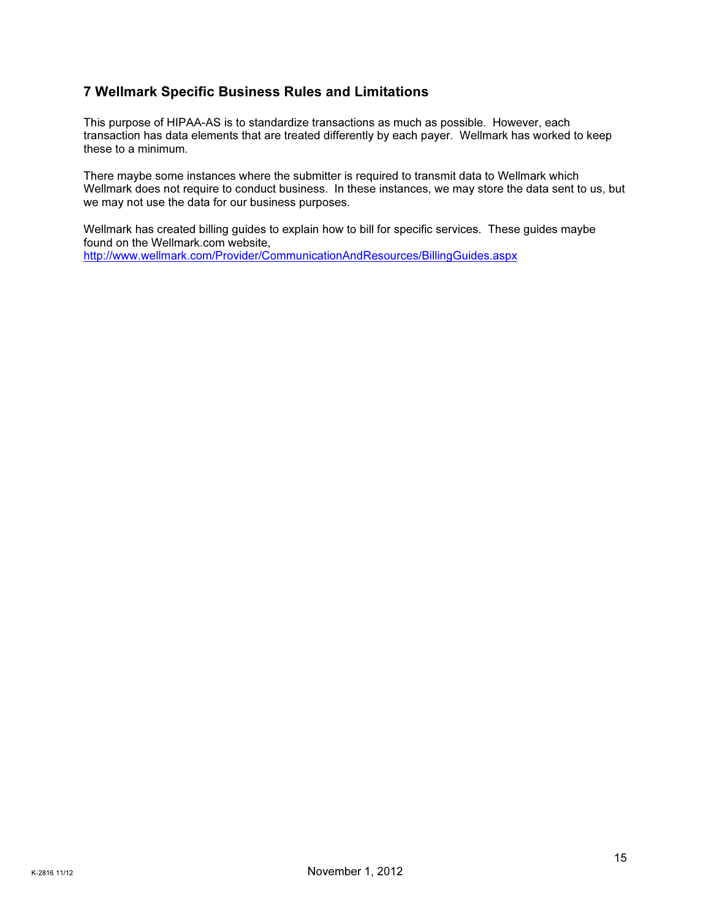## 7 Wellmark Specific Business Rules and Limitations

This purpose of HIPAA-AS is to standardize transactions as much as possible. However, each transaction has data elements that are treated differently by each payer. Wellmark has worked to keep these to a minimum.

There maybe some instances where the submitter is required to transmit data to Wellmark which Wellmark does not require to conduct business. In these instances, we may store the data sent to us, but we may not use the data for our business purposes.

Wellmark has created billing guides to explain how to bill for specific services. These guides maybe found on the Wellmark.com website,
http://www.wellmark.com/Provider/CommunicationAndResources/BillingGuides.aspx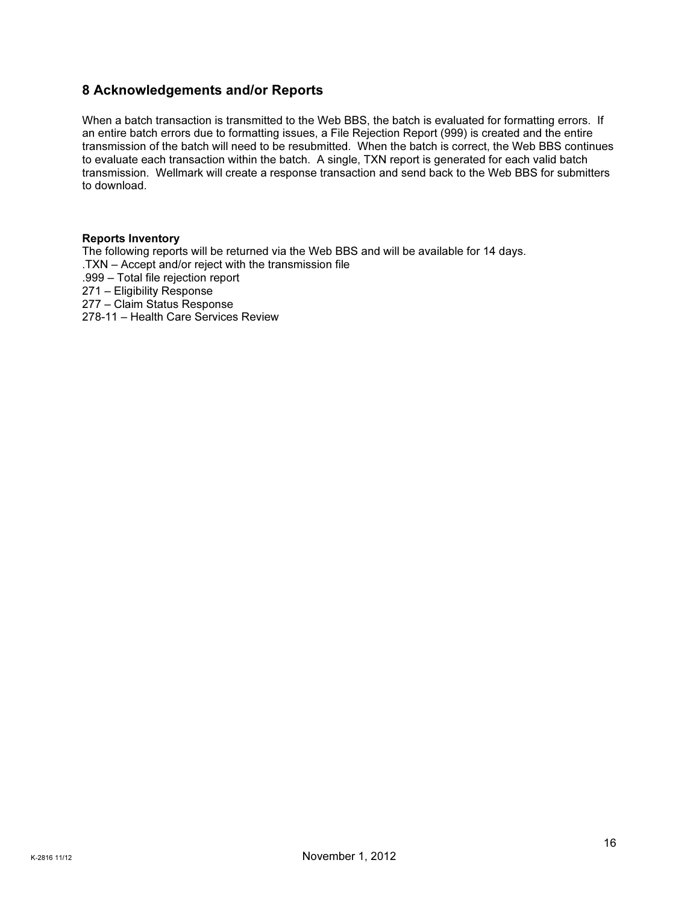## 8 Acknowledgements and/or Reports

When a batch transaction is transmitted to the Web BBS, the batch is evaluated for formatting errors. If an entire batch errors due to formatting issues, a File Rejection Report (999) is created and the entire transmission of the batch will need to be resubmitted. When the batch is correct, the Web BBS continues to evaluate each transaction within the batch. A single, TXN report is generated for each valid batch transmission. Wellmark will create a response transaction and send back to the Web BBS for submitters to download.

**Reports Inventory**

The following reports will be returned via the Web BBS and will be available for 14 days.

.TXN – Accept and/or reject with the transmission file
.999 – Total file rejection report
271 – Eligibility Response
277 – Claim Status Response
278-11 – Health Care Services Review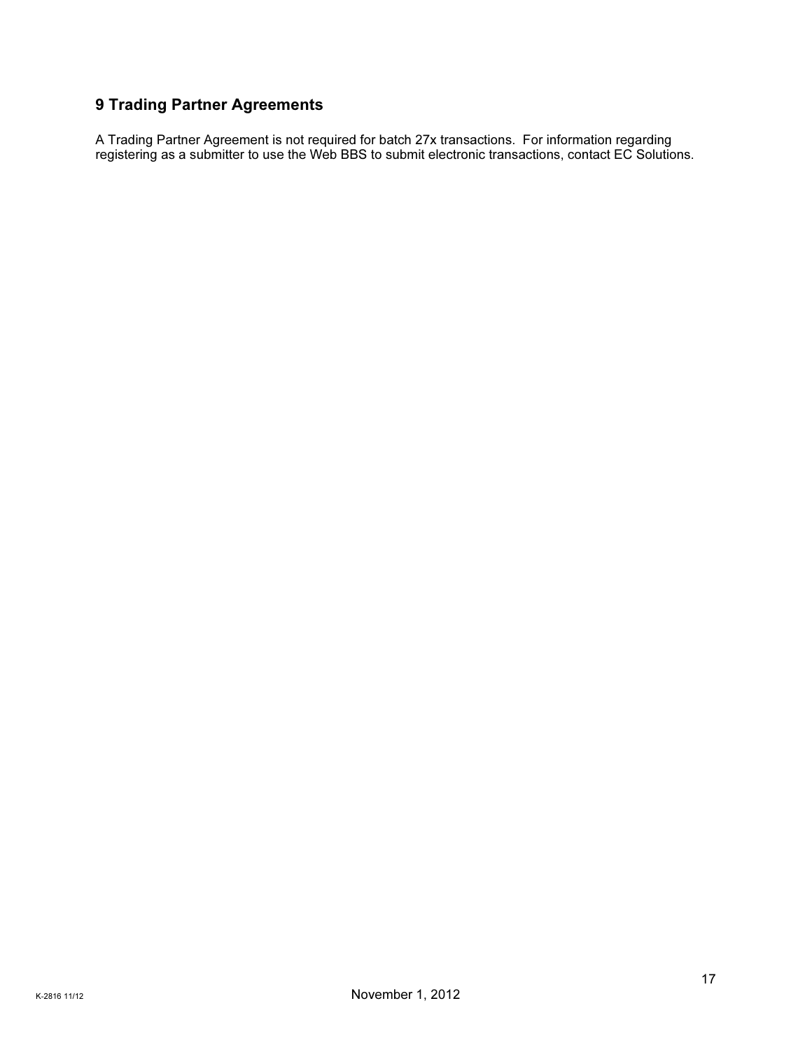## 9 Trading Partner Agreements

A Trading Partner Agreement is not required for batch 27x transactions. For information regarding registering as a submitter to use the Web BBS to submit electronic transactions, contact EC Solutions.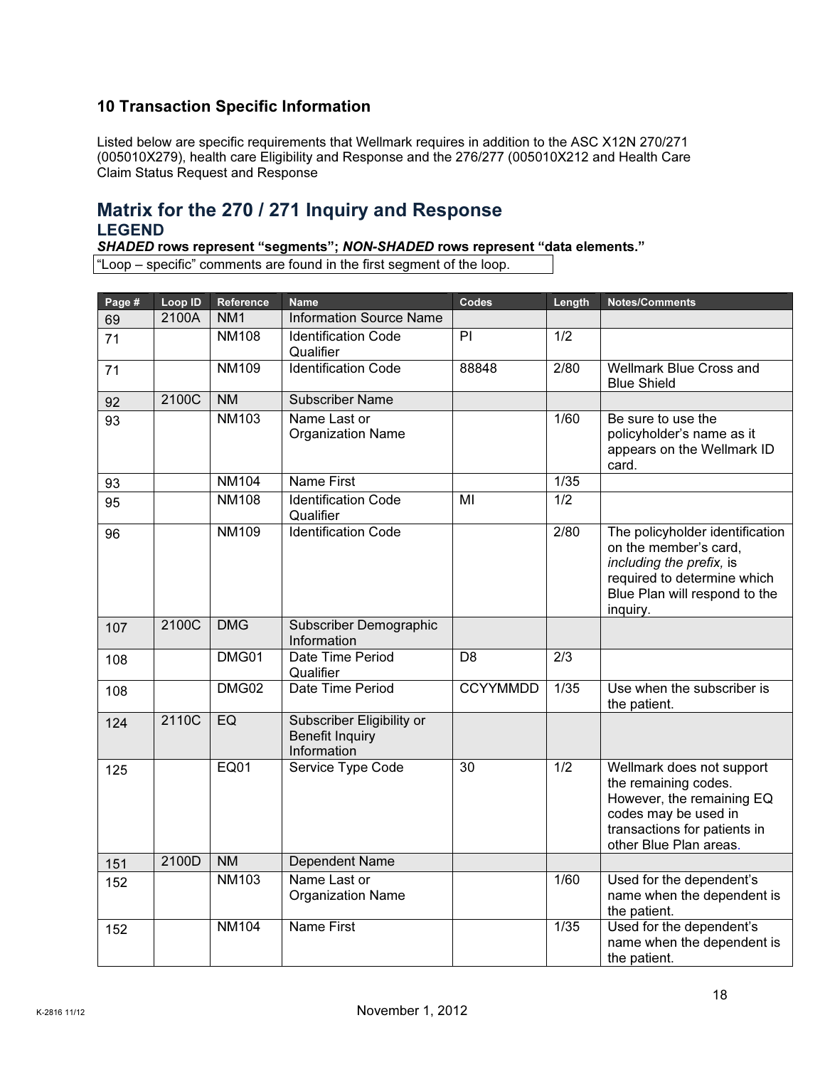## 10 Transaction Specific Information

Listed below are specific requirements that Wellmark requires in addition to the ASC X12N 270/271 (005010X279), health care Eligibility and Response and the 276/277 (005010X212 and Health Care Claim Status Request and Response

## Matrix for the 270 / 271 Inquiry and Response

### LEGEND

***SHADED* rows represent "segments"; *NON-SHADED* rows represent "data elements."**

"Loop – specific" comments are found in the first segment of the loop.

| Page # | Loop ID | Reference | Name | Codes | Length | Notes/Comments |
|---|---|---|---|---|---|---|
| 69 | 2100A | NM1 | Information Source Name | | | |
| 71 | | NM108 | Identification Code Qualifier | PI | 1/2 | |
| 71 | | NM109 | Identification Code | 88848 | 2/80 | Wellmark Blue Cross and Blue Shield |
| 92 | 2100C | NM | Subscriber Name | | | |
| 93 | | NM103 | Name Last or Organization Name | | 1/60 | Be sure to use the policyholder's name as it appears on the Wellmark ID card. |
| 93 | | NM104 | Name First | | 1/35 | |
| 95 | | NM108 | Identification Code Qualifier | MI | 1/2 | |
| 96 | | NM109 | Identification Code | | 2/80 | The policyholder identification on the member's card, *including the prefix,* is required to determine which Blue Plan will respond to the inquiry. |
| 107 | 2100C | DMG | Subscriber Demographic Information | | | |
| 108 | | DMG01 | Date Time Period Qualifier | D8 | 2/3 | |
| 108 | | DMG02 | Date Time Period | CCYYMMDD | 1/35 | Use when the subscriber is the patient. |
| 124 | 2110C | EQ | Subscriber Eligibility or Benefit Inquiry Information | | | |
| 125 | | EQ01 | Service Type Code | 30 | 1/2 | Wellmark does not support the remaining codes. However, the remaining EQ codes may be used in transactions for patients in other Blue Plan areas. |
| 151 | 2100D | NM | Dependent Name | | | |
| 152 | | NM103 | Name Last or Organization Name | | 1/60 | Used for the dependent's name when the dependent is the patient. |
| 152 | | NM104 | Name First | | 1/35 | Used for the dependent's name when the dependent is the patient. |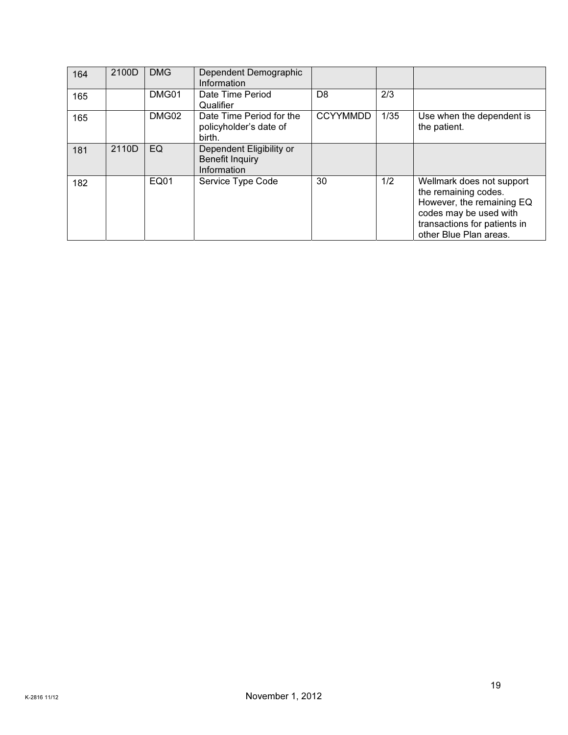| 164 | 2100D | DMG | Dependent Demographic Information | | | |
|---|---|---|---|---|---|---|
| 165 | | DMG01 | Date Time Period Qualifier | D8 | 2/3 | |
| 165 | | DMG02 | Date Time Period for the policyholder's date of birth. | CCYYMMDD | 1/35 | Use when the dependent is the patient. |
| 181 | 2110D | EQ | Dependent Eligibility or Benefit Inquiry Information | | | |
| 182 | | EQ01 | Service Type Code | 30 | 1/2 | Wellmark does not support the remaining codes. However, the remaining EQ codes may be used with transactions for patients in other Blue Plan areas. |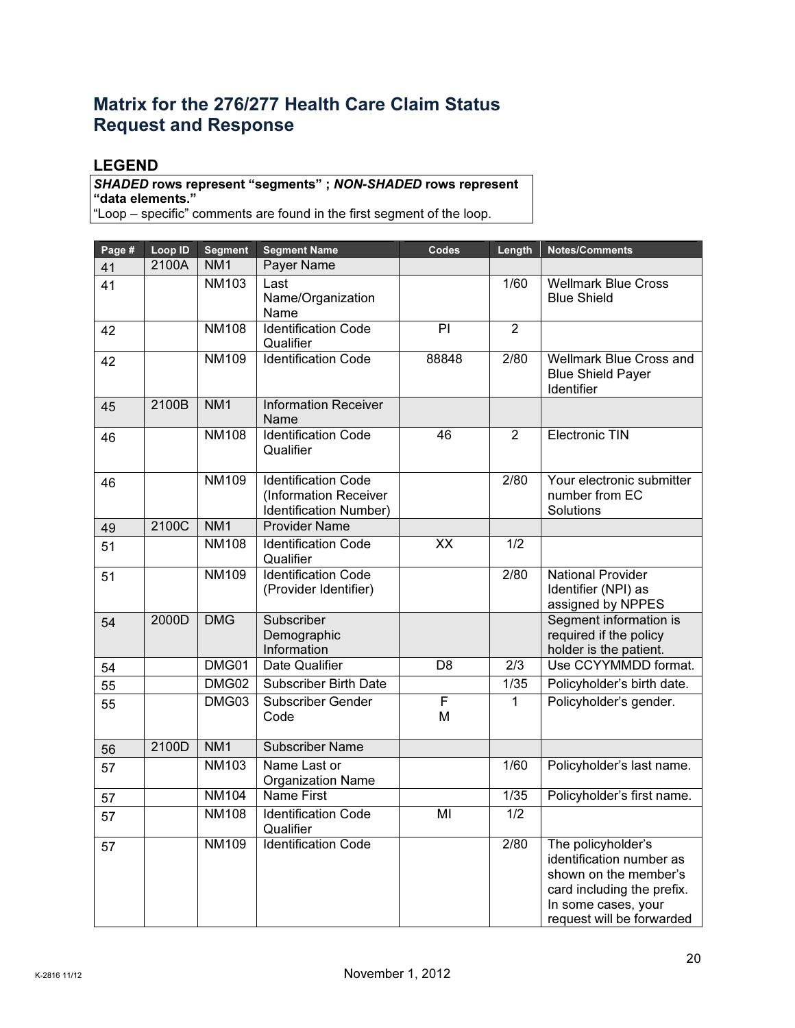## Matrix for the 276/277 Health Care Claim Status Request and Response

### LEGEND

***SHADED* rows represent "segments" ; *NON-SHADED* rows represent "data elements."**
"Loop – specific" comments are found in the first segment of the loop.

| Page # | Loop ID | Segment | Segment Name | Codes | Length | Notes/Comments |
|---|---|---|---|---|---|---|
| 41 | 2100A | NM1 | Payer Name | | | |
| 41 | | NM103 | Last Name/Organization Name | | 1/60 | Wellmark Blue Cross Blue Shield |
| 42 | | NM108 | Identification Code Qualifier | PI | 2 | |
| 42 | | NM109 | Identification Code | 88848 | 2/80 | Wellmark Blue Cross and Blue Shield Payer Identifier |
| 45 | 2100B | NM1 | Information Receiver Name | | | |
| 46 | | NM108 | Identification Code Qualifier | 46 | 2 | Electronic TIN |
| 46 | | NM109 | Identification Code (Information Receiver Identification Number) | | 2/80 | Your electronic submitter number from EC Solutions |
| 49 | 2100C | NM1 | Provider Name | | | |
| 51 | | NM108 | Identification Code Qualifier | XX | 1/2 | |
| 51 | | NM109 | Identification Code (Provider Identifier) | | 2/80 | National Provider Identifier (NPI) as assigned by NPPES |
| 54 | 2000D | DMG | Subscriber Demographic Information | | | Segment information is required if the policy holder is the patient. |
| 54 | | DMG01 | Date Qualifier | D8 | 2/3 | Use CCYYMMDD format. |
| 55 | | DMG02 | Subscriber Birth Date | | 1/35 | Policyholder's birth date. |
| 55 | | DMG03 | Subscriber Gender Code | F<br>M | 1 | Policyholder's gender. |
| 56 | 2100D | NM1 | Subscriber Name | | | |
| 57 | | NM103 | Name Last or Organization Name | | 1/60 | Policyholder's last name. |
| 57 | | NM104 | Name First | | 1/35 | Policyholder's first name. |
| 57 | | NM108 | Identification Code Qualifier | MI | 1/2 | |
| 57 | | NM109 | Identification Code | | 2/80 | The policyholder's identification number as shown on the member's card including the prefix. In some cases, your request will be forwarded |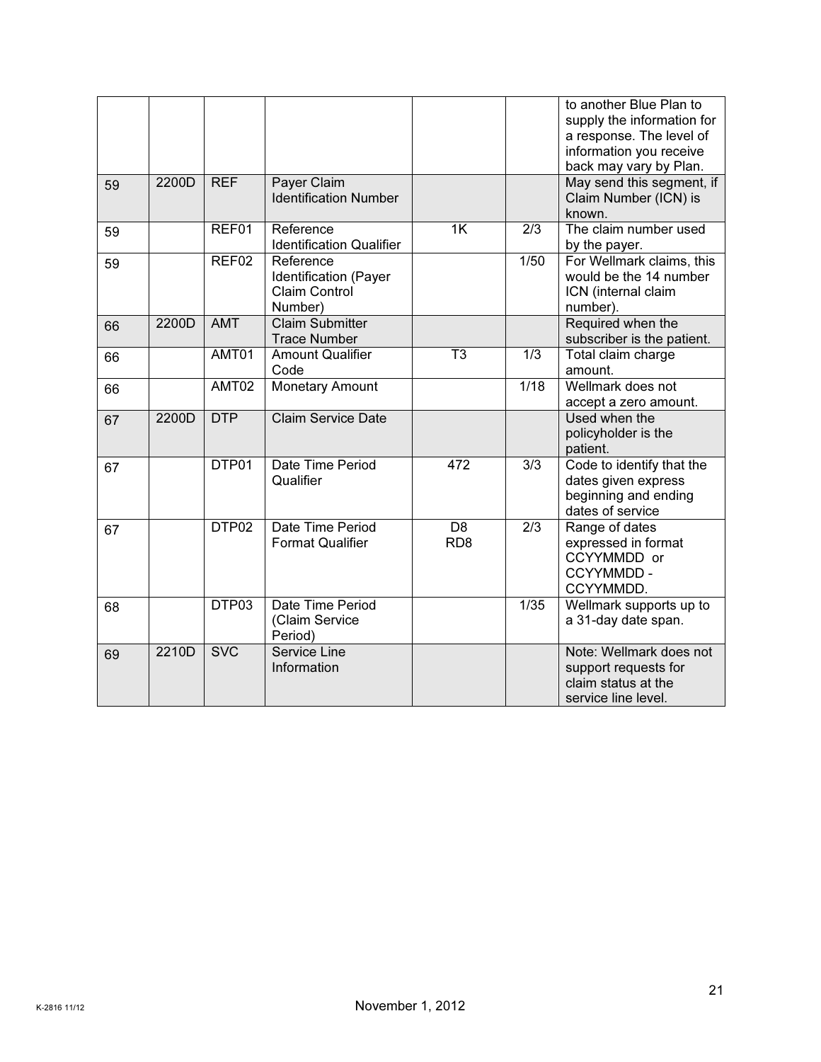| | | | | | | to another Blue Plan to supply the information for a response. The level of information you receive back may vary by Plan. |
|---|---|---|---|---|---|---|
| 59 | 2200D | REF | Payer Claim Identification Number | | | May send this segment, if Claim Number (ICN) is known. |
| 59 | | REF01 | Reference Identification Qualifier | 1K | 2/3 | The claim number used by the payer. |
| 59 | | REF02 | Reference Identification (Payer Claim Control Number) | | 1/50 | For Wellmark claims, this would be the 14 number ICN (internal claim number). |
| 66 | 2200D | AMT | Claim Submitter Trace Number | | | Required when the subscriber is the patient. |
| 66 | | AMT01 | Amount Qualifier Code | T3 | 1/3 | Total claim charge amount. |
| 66 | | AMT02 | Monetary Amount | | 1/18 | Wellmark does not accept a zero amount. |
| 67 | 2200D | DTP | Claim Service Date | | | Used when the policyholder is the patient. |
| 67 | | DTP01 | Date Time Period Qualifier | 472 | 3/3 | Code to identify that the dates given express beginning and ending dates of service |
| 67 | | DTP02 | Date Time Period Format Qualifier | D8<br>RD8 | 2/3 | Range of dates expressed in format CCYYMMDD or CCYYMMDD - CCYYMMDD. |
| 68 | | DTP03 | Date Time Period (Claim Service Period) | | 1/35 | Wellmark supports up to a 31-day date span. |
| 69 | 2210D | SVC | Service Line Information | | | Note: Wellmark does not support requests for claim status at the service line level. |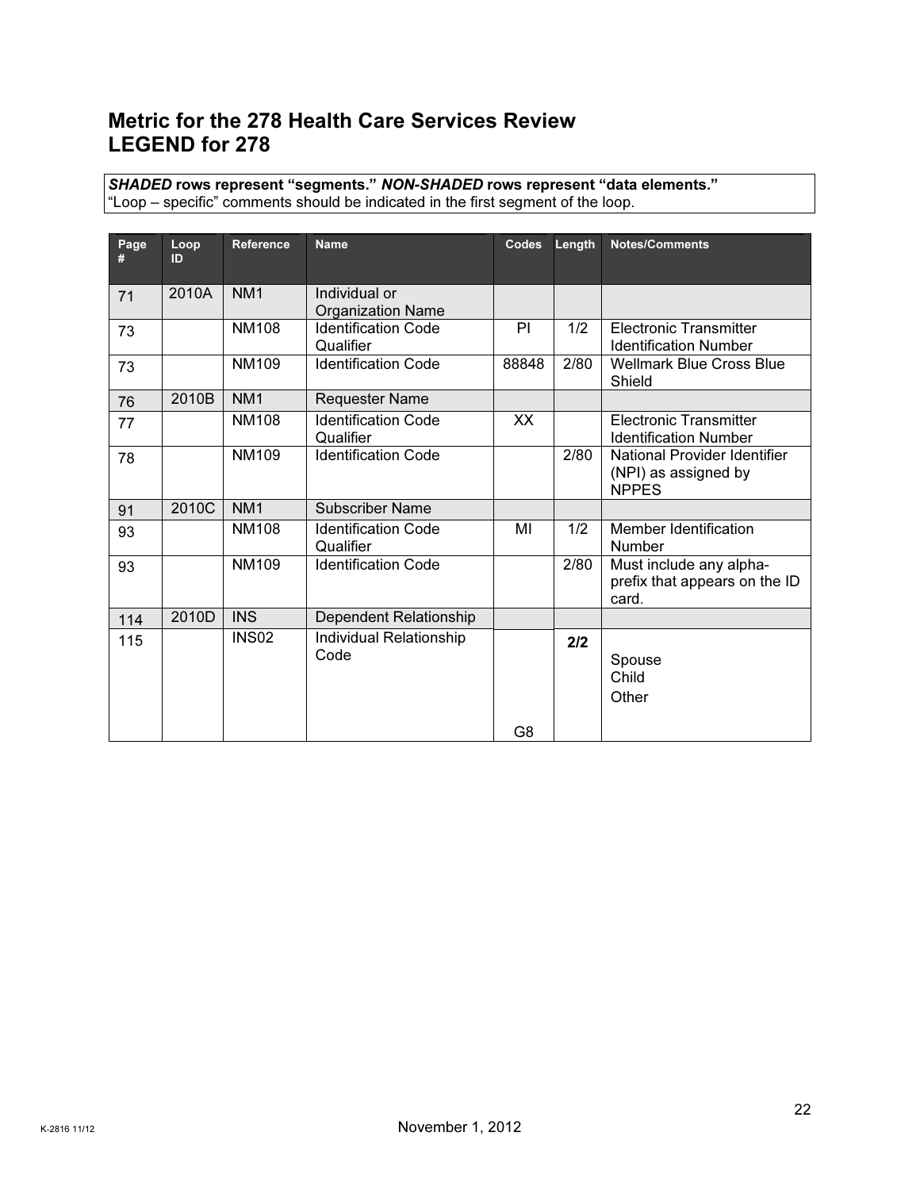# Metric for the 278 Health Care Services Review
# LEGEND for 278

***SHADED* rows represent "segments." *NON-SHADED* rows represent "data elements."**
"Loop – specific" comments should be indicated in the first segment of the loop.

| Page # | Loop ID | Reference | Name | Codes | Length | Notes/Comments |
|---|---|---|---|---|---|---|
| 71 | 2010A | NM1 | Individual or Organization Name | | | |
| 73 | | NM108 | Identification Code Qualifier | PI | 1/2 | Electronic Transmitter Identification Number |
| 73 | | NM109 | Identification Code | 88848 | 2/80 | Wellmark Blue Cross Blue Shield |
| 76 | 2010B | NM1 | Requester Name | | | |
| 77 | | NM108 | Identification Code Qualifier | XX | | Electronic Transmitter Identification Number |
| 78 | | NM109 | Identification Code | | 2/80 | National Provider Identifier (NPI) as assigned by NPPES |
| 91 | 2010C | NM1 | Subscriber Name | | | |
| 93 | | NM108 | Identification Code Qualifier | MI | 1/2 | Member Identification Number |
| 93 | | NM109 | Identification Code | | 2/80 | Must include any alpha-prefix that appears on the ID card. |
| 114 | 2010D | INS | Dependent Relationship | | | |
| 115 | | INS02 | Individual Relationship Code | G8 | **2/2** | Spouse<br>Child<br>Other |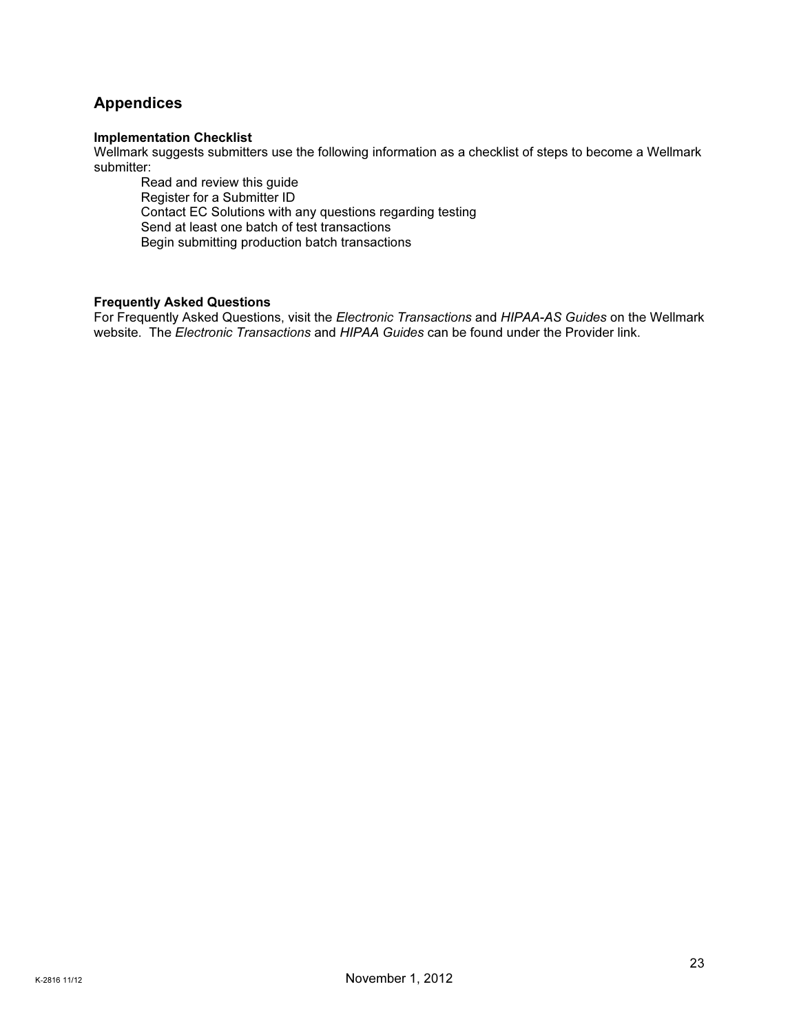## Appendices

**Implementation Checklist**
Wellmark suggests submitters use the following information as a checklist of steps to become a Wellmark submitter:

- Read and review this guide
- Register for a Submitter ID
- Contact EC Solutions with any questions regarding testing
- Send at least one batch of test transactions
- Begin submitting production batch transactions

**Frequently Asked Questions**
For Frequently Asked Questions, visit the *Electronic Transactions* and *HIPAA-AS Guides* on the Wellmark website. The *Electronic Transactions* and *HIPAA Guides* can be found under the Provider link.